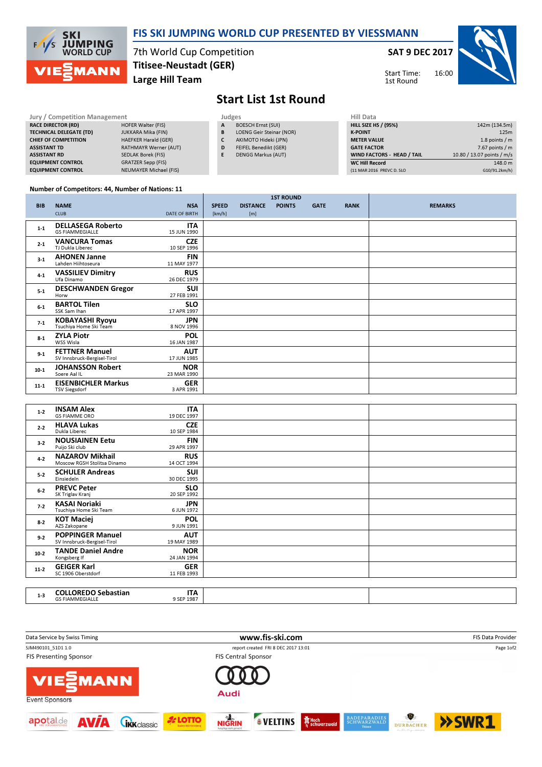# FIS SKI JUMPING WORLD CUP PRESENTED BY VIESSMANN

7th World Cup Competition
**Titisee-Neustadt (GER)**
**Large Hill Team**

**SAT 9 DEC 2017**

Start Time: 16:00
1st Round

## Start List 1st Round

**Jury / Competition Management**

| | |
|---|---|
| RACE DIRECTOR (RD) | HOFER Walter (FIS) |
| TECHNICAL DELEGATE (TD) | JUKKARA Mika (FIN) |
| CHIEF OF COMPETITION | HAEFKER Harald (GER) |
| ASSISTANT TD | RATHMAYR Werner (AUT) |
| ASSISTANT RD | SEDLAK Borek (FIS) |
| EQUIPMENT CONTROL | GRATZER Sepp (FIS) |
| EQUIPMENT CONTROL | NEUMAYER Michael (FIS) |

**Judges**

| | |
|---|---|
| A | BOESCH Ernst (SUI) |
| B | LOENG Geir Steinar (NOR) |
| C | AKIMOTO Hideki (JPN) |
| D | FEIFEL Benedikt (GER) |
| E | DENGG Markus (AUT) |

**Hill Data**

| | |
|---|---|
| HILL SIZE HS / (95%) | 142m (134.5m) |
| K-POINT | 125m |
| METER VALUE | 1.8 points / m |
| GATE FACTOR | 7.67 points / m |
| WIND FACTORS - HEAD / TAIL | 10.80 / 13.07 points / m/s |
| WC Hill Record | 148.0 m |
| (11 MAR 2016 PREVC D. SLO | G10/91.2km/h) |

**Number of Competitors: 44, Number of Nations: 11**

| BIB | NAME / CLUB | NSA / DATE OF BIRTH | SPEED [km/h] | DISTANCE [m] | POINTS | GATE | RANK | REMARKS |
|---|---|---|---|---|---|---|---|---|
| 1-1 | **DELLASEGA Roberto** GS FIAMMEGIALLE | **ITA** 15 JUN 1990 | | | | | | |
| 2-1 | **VANCURA Tomas** TJ Dukla Liberec | **CZE** 10 SEP 1996 | | | | | | |
| 3-1 | **AHONEN Janne** Lahden Hiihtoseura | **FIN** 11 MAY 1977 | | | | | | |
| 4-1 | **VASSILIEV Dimitry** Ufa Dinamo | **RUS** 26 DEC 1979 | | | | | | |
| 5-1 | **DESCHWANDEN Gregor** Horw | **SUI** 27 FEB 1991 | | | | | | |
| 6-1 | **BARTOL Tilen** SSK Sam Ihan | **SLO** 17 APR 1997 | | | | | | |
| 7-1 | **KOBAYASHI Ryoyu** Tsuchiya Home Ski Team | **JPN** 8 NOV 1996 | | | | | | |
| 8-1 | **ZYLA Piotr** WSS Wisla | **POL** 16 JAN 1987 | | | | | | |
| 9-1 | **FETTNER Manuel** SV Innsbruck-Bergisel-Tirol | **AUT** 17 JUN 1985 | | | | | | |
| 10-1 | **JOHANSSON Robert** Soere Aal IL | **NOR** 23 MAR 1990 | | | | | | |
| 11-1 | **EISENBICHLER Markus** TSV Siegsdorf | **GER** 3 APR 1991 | | | | | | |
| 1-2 | **INSAM Alex** GS FIAMME ORO | **ITA** 19 DEC 1997 | | | | | | |
| 2-2 | **HLAVA Lukas** Dukla Liberec | **CZE** 10 SEP 1984 | | | | | | |
| 3-2 | **NOUSIAINEN Eetu** Puijo Ski club | **FIN** 29 APR 1997 | | | | | | |
| 4-2 | **NAZAROV Mikhail** Moscow RGSH Stolitsa Dinamo | **RUS** 14 OCT 1994 | | | | | | |
| 5-2 | **SCHULER Andreas** Einsiedeln | **SUI** 30 DEC 1995 | | | | | | |
| 6-2 | **PREVC Peter** SK Triglav Kranj | **SLO** 20 SEP 1992 | | | | | | |
| 7-2 | **KASAI Noriaki** Tsuchiya Home Ski Team | **JPN** 6 JUN 1972 | | | | | | |
| 8-2 | **KOT Maciej** AZS Zakopane | **POL** 9 JUN 1991 | | | | | | |
| 9-2 | **POPPINGER Manuel** SV Innsbruck-Bergisel-Tirol | **AUT** 19 MAY 1989 | | | | | | |
| 10-2 | **TANDE Daniel Andre** Kongsberg If | **NOR** 24 JAN 1994 | | | | | | |
| 11-2 | **GEIGER Karl** SC 1906 Oberstdorf | **GER** 11 FEB 1993 | | | | | | |
| 1-3 | **COLLOREDO Sebastian** GS FIAMMEGIALLE | **ITA** 9 SEP 1987 | | | | | | |

Data Service by Swiss Timing — www.fis-ski.com — FIS Data Provider

SJM490101_51D1 1.0 — report created FRI 8 DEC 2017 13:01

FIS Presenting Sponsor — FIS Central Sponsor

Event Sponsors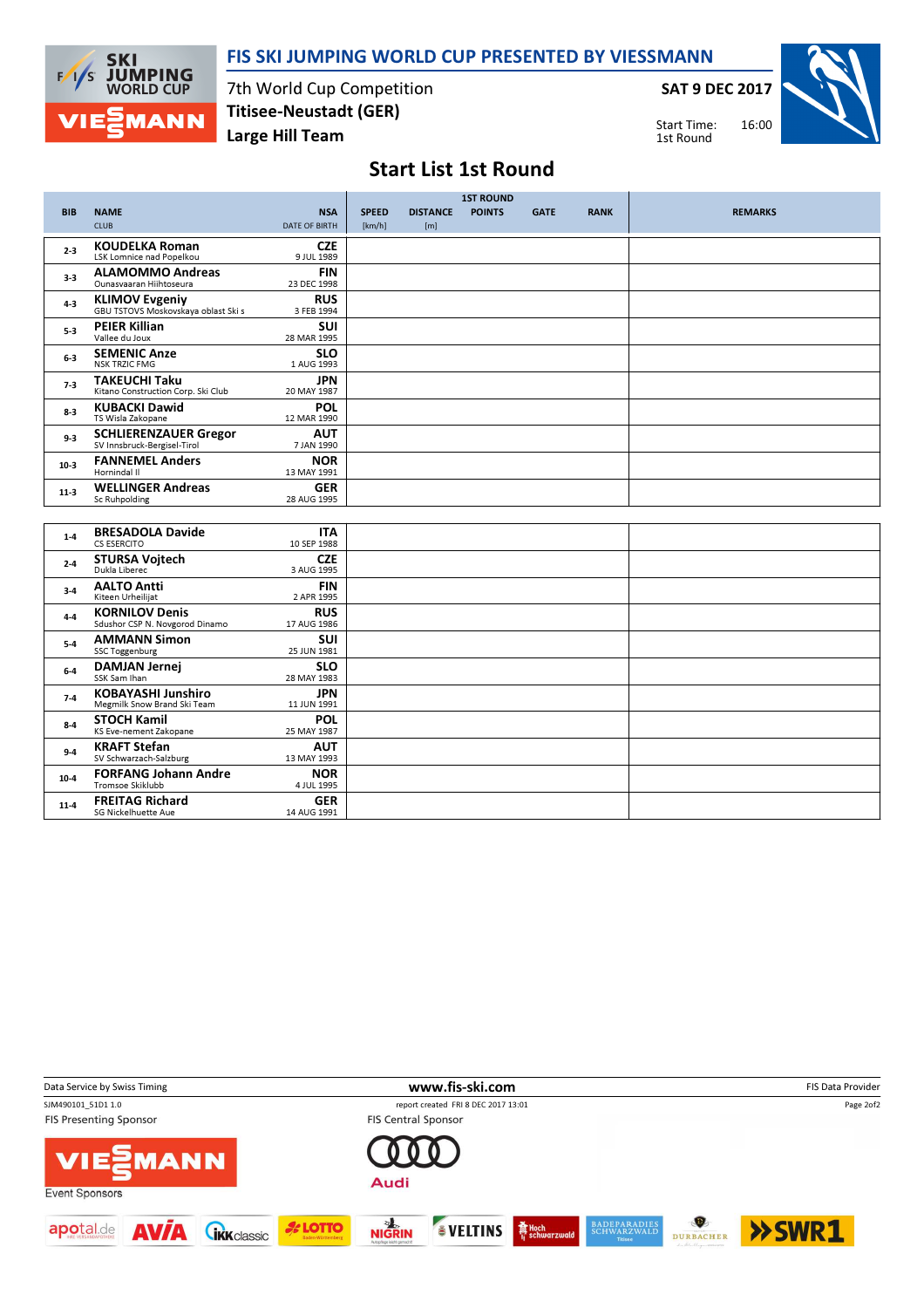# FIS SKI JUMPING WORLD CUP PRESENTED BY VIESSMANN

7th World Cup Competition
**Titisee-Neustadt (GER)**
**Large Hill Team**

**SAT 9 DEC 2017**

Start Time: 16:00
1st Round

## Start List 1st Round

| BIB | NAME / CLUB | NSA / DATE OF BIRTH | SPEED [km/h] | DISTANCE [m] | POINTS | GATE | RANK | REMARKS |
|---|---|---|---|---|---|---|---|---|
| 2-3 | **KOUDELKA Roman** LSK Lomnice nad Popelkou | **CZE** 9 JUL 1989 | | | | | | |
| 3-3 | **ALAMOMMO Andreas** Ounasvaaran Hiihtoseura | **FIN** 23 DEC 1998 | | | | | | |
| 4-3 | **KLIMOV Evgeniy** GBU TSTOVS Moskovskaya oblast Ski s | **RUS** 3 FEB 1994 | | | | | | |
| 5-3 | **PEIER Killian** Vallee du Joux | **SUI** 28 MAR 1995 | | | | | | |
| 6-3 | **SEMENIC Anze** NSK TRZIC FMG | **SLO** 1 AUG 1993 | | | | | | |
| 7-3 | **TAKEUCHI Taku** Kitano Construction Corp. Ski Club | **JPN** 20 MAY 1987 | | | | | | |
| 8-3 | **KUBACKI Dawid** TS Wisla Zakopane | **POL** 12 MAR 1990 | | | | | | |
| 9-3 | **SCHLIERENZAUER Gregor** SV Innsbruck-Bergisel-Tirol | **AUT** 7 JAN 1990 | | | | | | |
| 10-3 | **FANNEMEL Anders** Hornindal Il | **NOR** 13 MAY 1991 | | | | | | |
| 11-3 | **WELLINGER Andreas** Sc Ruhpolding | **GER** 28 AUG 1995 | | | | | | |
| 1-4 | **BRESADOLA Davide** CS ESERCITO | **ITA** 10 SEP 1988 | | | | | | |
| 2-4 | **STURSA Vojtech** Dukla Liberec | **CZE** 3 AUG 1995 | | | | | | |
| 3-4 | **AALTO Antti** Kiteen Urheilijat | **FIN** 2 APR 1995 | | | | | | |
| 4-4 | **KORNILOV Denis** Sdushor CSP N. Novgorod Dinamo | **RUS** 17 AUG 1986 | | | | | | |
| 5-4 | **AMMANN Simon** SSC Toggenburg | **SUI** 25 JUN 1981 | | | | | | |
| 6-4 | **DAMJAN Jernej** SSK Sam Ihan | **SLO** 28 MAY 1983 | | | | | | |
| 7-4 | **KOBAYASHI Junshiro** Megmilk Snow Brand Ski Team | **JPN** 11 JUN 1991 | | | | | | |
| 8-4 | **STOCH Kamil** KS Eve-nement Zakopane | **POL** 25 MAY 1987 | | | | | | |
| 9-4 | **KRAFT Stefan** SV Schwarzach-Salzburg | **AUT** 13 MAY 1993 | | | | | | |
| 10-4 | **FORFANG Johann Andre** Tromsoe Skiklubb | **NOR** 4 JUL 1995 | | | | | | |
| 11-4 | **FREITAG Richard** SG Nickelhuette Aue | **GER** 14 AUG 1991 | | | | | | |

Data Service by Swiss Timing — www.fis-ski.com — FIS Data Provider

SJM490101_51D1 1.0 — report created FRI 8 DEC 2017 13:01

FIS Presenting Sponsor: VIESSMANN
FIS Central Sponsor: Audi
Event Sponsors